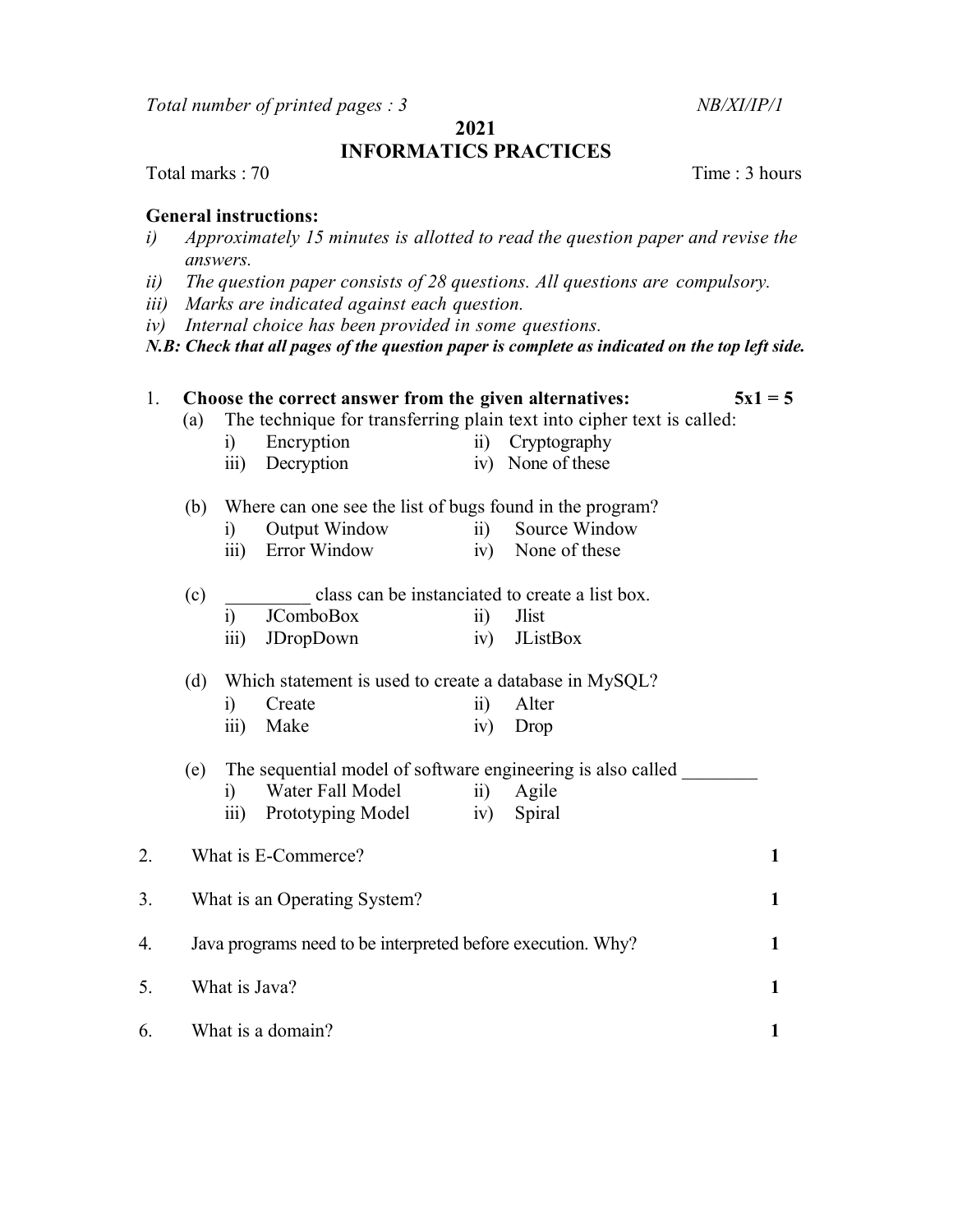*Total number of printed pages : 3* *NB/XI/IP/1*

**2021**

# INFORMATICS PRACTICES

Total marks : 70 Time : 3 hours

**General instructions:**

*i) Approximately 15 minutes is allotted to read the question paper and revise the answers.*

*ii) The question paper consists of 28 questions. All questions are compulsory.*

*iii) Marks are indicated against each question.*

*iv) Internal choice has been provided in some questions.*

***N.B: Check that all pages of the question paper is complete as indicated on the top left side.***

1. **Choose the correct answer from the given alternatives:** **5x1 = 5**

   (a) The technique for transferring plain text into cipher text is called:
   - i) Encryption
   - ii) Cryptography
   - iii) Decryption
   - iv) None of these

   (b) Where can one see the list of bugs found in the program?
   - i) Output Window
   - ii) Source Window
   - iii) Error Window
   - iv) None of these

   (c) _________ class can be instanciated to create a list box.
   - i) JComboBox
   - ii) Jlist
   - iii) JDropDown
   - iv) JListBox

   (d) Which statement is used to create a database in MySQL?
   - i) Create
   - ii) Alter
   - iii) Make
   - iv) Drop

   (e) The sequential model of software engineering is also called ________
   - i) Water Fall Model
   - ii) Agile
   - iii) Prototyping Model
   - iv) Spiral

2. What is E-Commerce? **1**

3. What is an Operating System? **1**

4. Java programs need to be interpreted before execution. Why? **1**

5. What is Java? **1**

6. What is a domain? **1**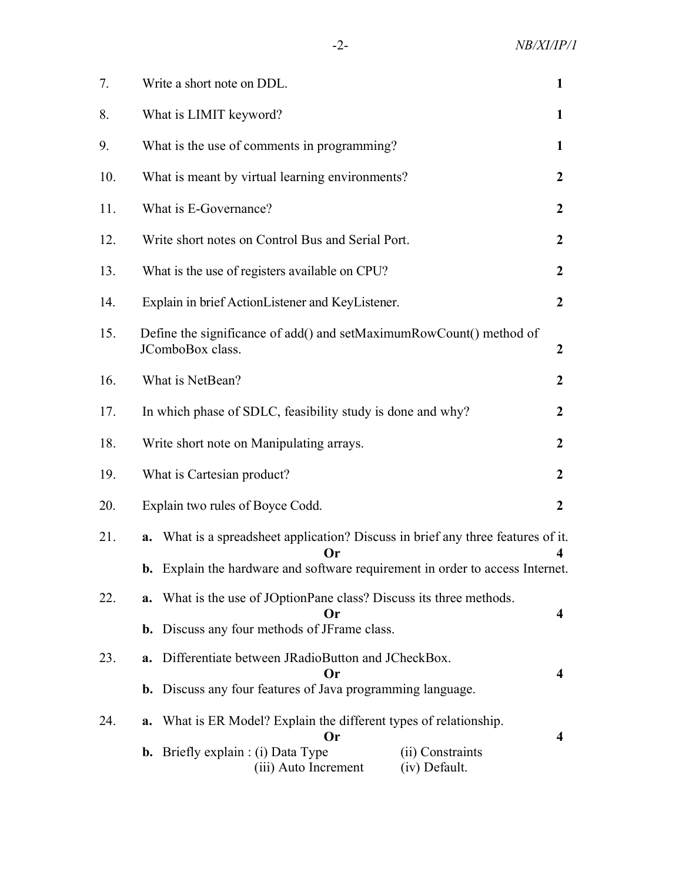7. Write a short note on DDL. **1**

8. What is LIMIT keyword? **1**

9. What is the use of comments in programming? **1**

10. What is meant by virtual learning environments? **2**

11. What is E-Governance? **2**

12. Write short notes on Control Bus and Serial Port. **2**

13. What is the use of registers available on CPU? **2**

14. Explain in brief ActionListener and KeyListener. **2**

15. Define the significance of add() and setMaximumRowCount() method of JComboBox class. **2**

16. What is NetBean? **2**

17. In which phase of SDLC, feasibility study is done and why? **2**

18. Write short note on Manipulating arrays. **2**

19. What is Cartesian product? **2**

20. Explain two rules of Boyce Codd. **2**

21. **a.** What is a spreadsheet application? Discuss in brief any three features of it.

    **Or** **4**

    **b.** Explain the hardware and software requirement in order to access Internet.

22. **a.** What is the use of JOptionPane class? Discuss its three methods.

    **Or** **4**

    **b.** Discuss any four methods of JFrame class.

23. **a.** Differentiate between JRadioButton and JCheckBox.

    **Or** **4**

    **b.** Discuss any four features of Java programming language.

24. **a.** What is ER Model? Explain the different types of relationship.

    **Or** **4**

    **b.** Briefly explain : (i) Data Type (ii) Constraints (iii) Auto Increment (iv) Default.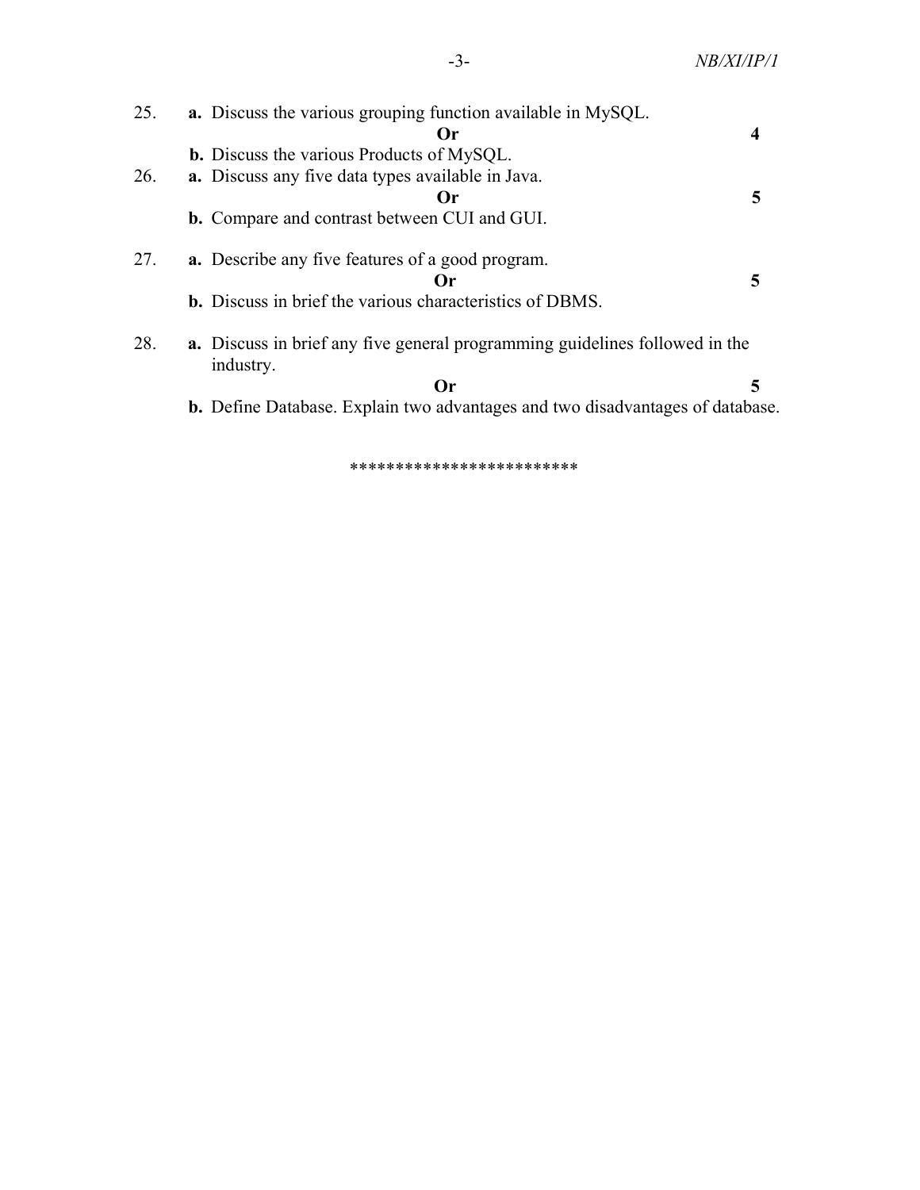25. **a.** Discuss the various grouping function available in MySQL.

**Or** **4**

**b.** Discuss the various Products of MySQL.

26. **a.** Discuss any five data types available in Java.

**Or** **5**

**b.** Compare and contrast between CUI and GUI.

27. **a.** Describe any five features of a good program.

**Or** **5**

**b.** Discuss in brief the various characteristics of DBMS.

28. **a.** Discuss in brief any five general programming guidelines followed in the industry.

**Or** **5**

**b.** Define Database. Explain two advantages and two disadvantages of database.

************************